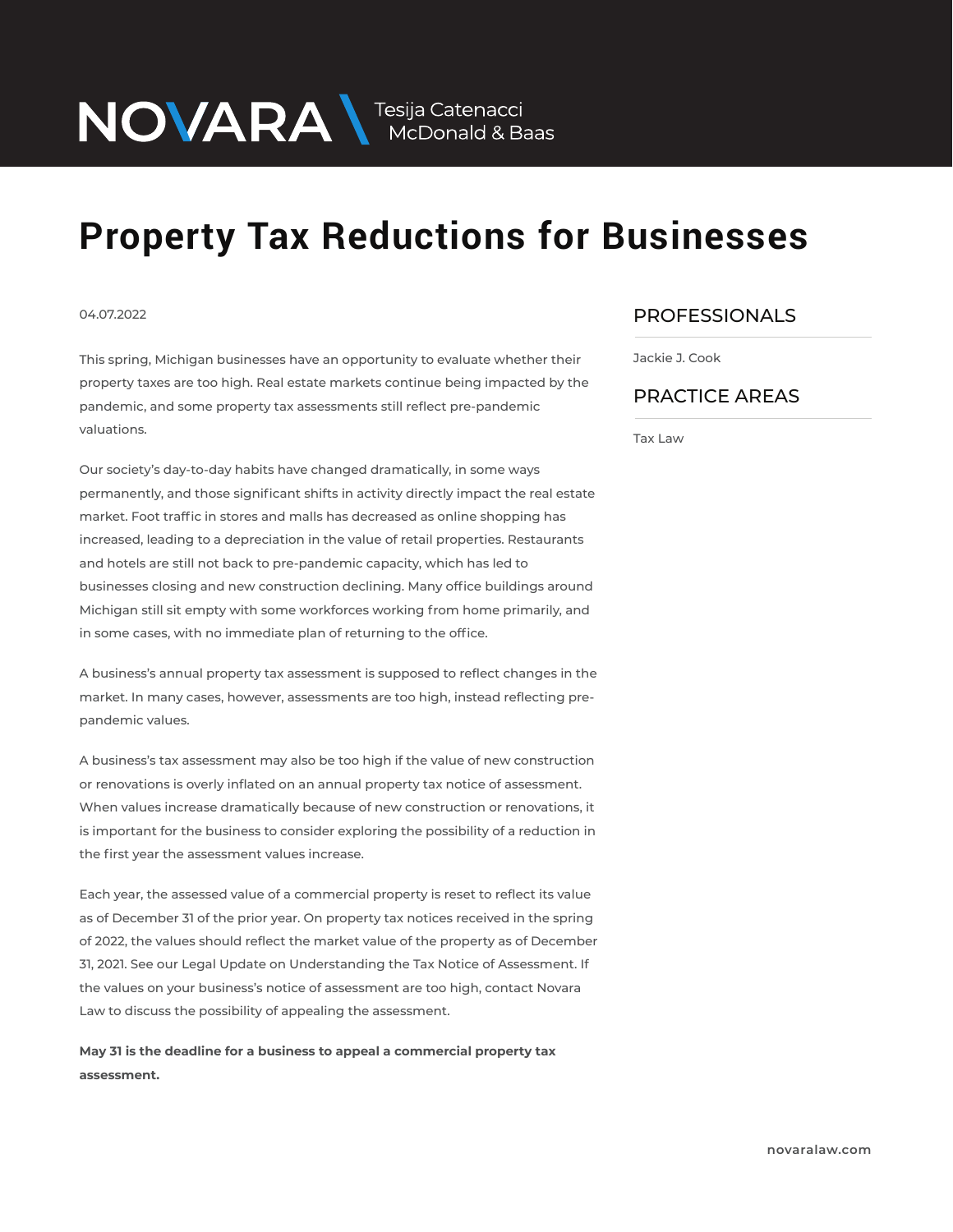NOVARA \ Tesija Catenacci McDonald & Baas

# Property Tax Reductions for Businesses

04.07.2022

This spring, Michigan businesses have an opportunity to evaluate whether their property taxes are too high. Real estate markets continue being impacted by the pandemic, and some property tax assessments still reflect pre-pandemic valuations.

Our society's day-to-day habits have changed dramatically, in some ways permanently, and those significant shifts in activity directly impact the real estate market. Foot traffic in stores and malls has decreased as online shopping has increased, leading to a depreciation in the value of retail properties. Restaurants and hotels are still not back to pre-pandemic capacity, which has led to businesses closing and new construction declining. Many office buildings around Michigan still sit empty with some workforces working from home primarily, and in some cases, with no immediate plan of returning to the office.

A business's annual property tax assessment is supposed to reflect changes in the market. In many cases, however, assessments are too high, instead reflecting pre-pandemic values.

A business's tax assessment may also be too high if the value of new construction or renovations is overly inflated on an annual property tax notice of assessment. When values increase dramatically because of new construction or renovations, it is important for the business to consider exploring the possibility of a reduction in the first year the assessment values increase.

Each year, the assessed value of a commercial property is reset to reflect its value as of December 31 of the prior year. On property tax notices received in the spring of 2022, the values should reflect the market value of the property as of December 31, 2021. See our Legal Update on Understanding the Tax Notice of Assessment. If the values on your business's notice of assessment are too high, contact Novara Law to discuss the possibility of appealing the assessment.

**May 31 is the deadline for a business to appeal a commercial property tax assessment.**

## PROFESSIONALS

Jackie J. Cook

## PRACTICE AREAS

Tax Law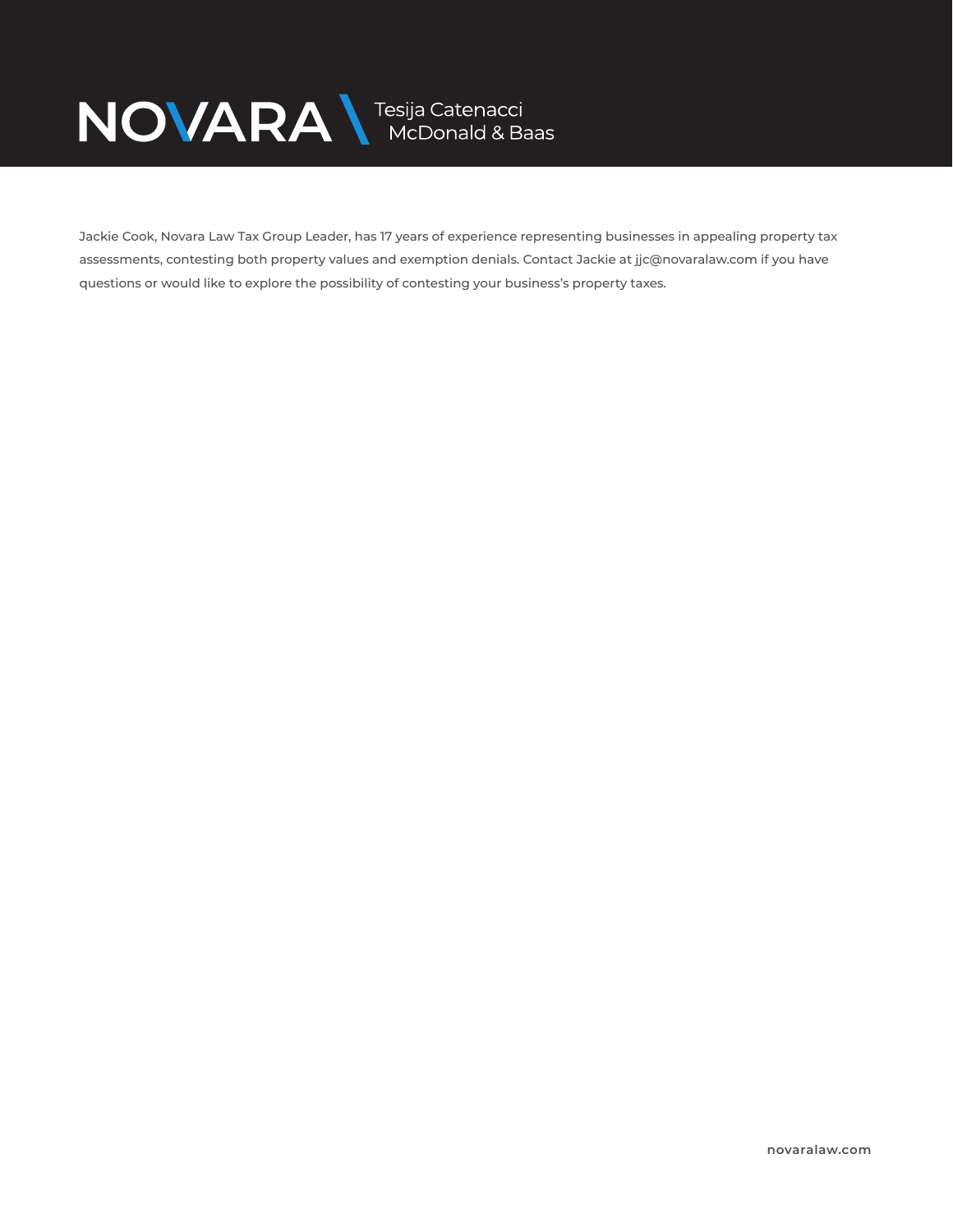Jackie Cook, Novara Law Tax Group Leader, has 17 years of experience representing businesses in appealing property tax assessments, contesting both property values and exemption denials. Contact Jackie at jjc@novaralaw.com if you have questions or would like to explore the possibility of contesting your business's property taxes.